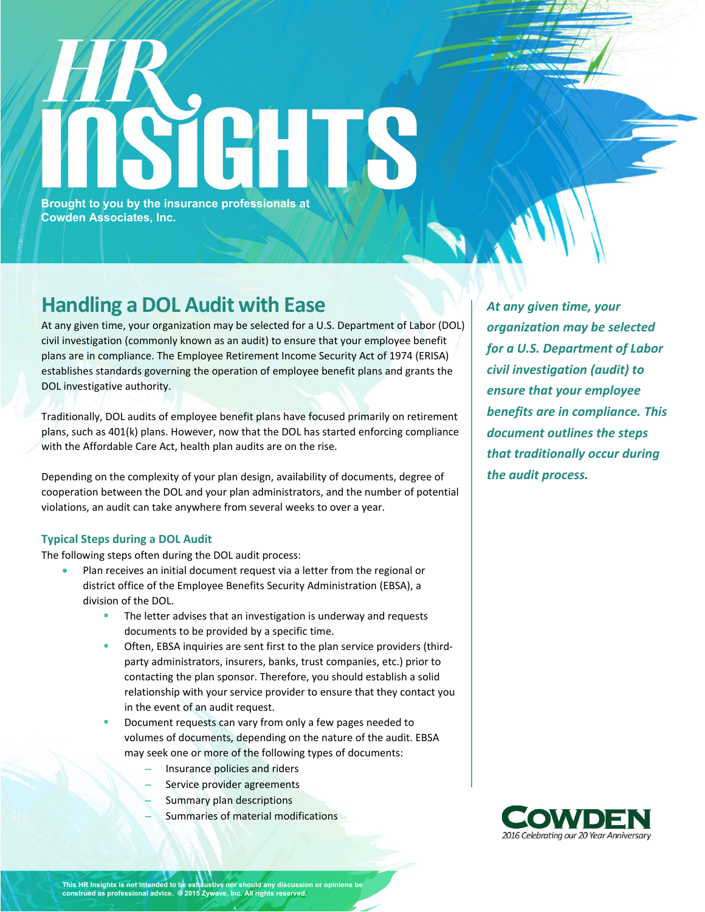# HR INSIGHTS

Brought to you by the insurance professionals at Cowden Associates, Inc.

## Handling a DOL Audit with Ease

At any given time, your organization may be selected for a U.S. Department of Labor (DOL) civil investigation (commonly known as an audit) to ensure that your employee benefit plans are in compliance. The Employee Retirement Income Security Act of 1974 (ERISA) establishes standards governing the operation of employee benefit plans and grants the DOL investigative authority.

Traditionally, DOL audits of employee benefit plans have focused primarily on retirement plans, such as 401(k) plans. However, now that the DOL has started enforcing compliance with the Affordable Care Act, health plan audits are on the rise.

Depending on the complexity of your plan design, availability of documents, degree of cooperation between the DOL and your plan administrators, and the number of potential violations, an audit can take anywhere from several weeks to over a year.

### Typical Steps during a DOL Audit

The following steps often during the DOL audit process:

- Plan receives an initial document request via a letter from the regional or district office of the Employee Benefits Security Administration (EBSA), a division of the DOL.
  - The letter advises that an investigation is underway and requests documents to be provided by a specific time.
  - Often, EBSA inquiries are sent first to the plan service providers (third-party administrators, insurers, banks, trust companies, etc.) prior to contacting the plan sponsor. Therefore, you should establish a solid relationship with your service provider to ensure that they contact you in the event of an audit request.
  - Document requests can vary from only a few pages needed to volumes of documents, depending on the nature of the audit. EBSA may seek one or more of the following types of documents:
    - Insurance policies and riders
    - Service provider agreements
    - Summary plan descriptions
    - Summaries of material modifications

*At any given time, your organization may be selected for a U.S. Department of Labor civil investigation (audit) to ensure that your employee benefits are in compliance. This document outlines the steps that traditionally occur during the audit process.*

COWDEN
2016 Celebrating our 20 Year Anniversary

This HR Insights is not intended to be exhaustive nor should any discussion or opinions be construed as professional advice. © 2015 Zywave, Inc. All rights reserved.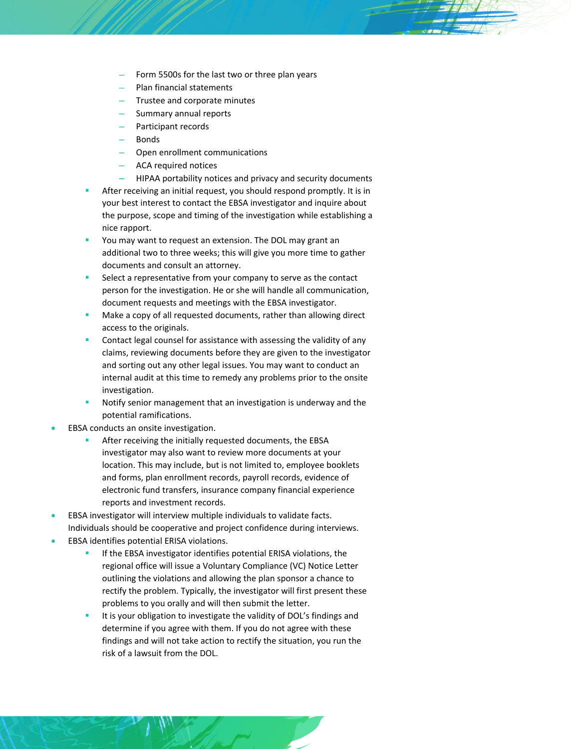- Form 5500s for the last two or three plan years
        - Plan financial statements
        - Trustee and corporate minutes
        - Summary annual reports
        - Participant records
        - Bonds
        - Open enrollment communications
        - ACA required notices
        - HIPAA portability notices and privacy and security documents
    - After receiving an initial request, you should respond promptly. It is in your best interest to contact the EBSA investigator and inquire about the purpose, scope and timing of the investigation while establishing a nice rapport.
    - You may want to request an extension. The DOL may grant an additional two to three weeks; this will give you more time to gather documents and consult an attorney.
    - Select a representative from your company to serve as the contact person for the investigation. He or she will handle all communication, document requests and meetings with the EBSA investigator.
    - Make a copy of all requested documents, rather than allowing direct access to the originals.
    - Contact legal counsel for assistance with assessing the validity of any claims, reviewing documents before they are given to the investigator and sorting out any other legal issues. You may want to conduct an internal audit at this time to remedy any problems prior to the onsite investigation.
    - Notify senior management that an investigation is underway and the potential ramifications.
- EBSA conducts an onsite investigation.
    - After receiving the initially requested documents, the EBSA investigator may also want to review more documents at your location. This may include, but is not limited to, employee booklets and forms, plan enrollment records, payroll records, evidence of electronic fund transfers, insurance company financial experience reports and investment records.
- EBSA investigator will interview multiple individuals to validate facts. Individuals should be cooperative and project confidence during interviews.
- EBSA identifies potential ERISA violations.
    - If the EBSA investigator identifies potential ERISA violations, the regional office will issue a Voluntary Compliance (VC) Notice Letter outlining the violations and allowing the plan sponsor a chance to rectify the problem. Typically, the investigator will first present these problems to you orally and will then submit the letter.
    - It is your obligation to investigate the validity of DOL's findings and determine if you agree with them. If you do not agree with these findings and will not take action to rectify the situation, you run the risk of a lawsuit from the DOL.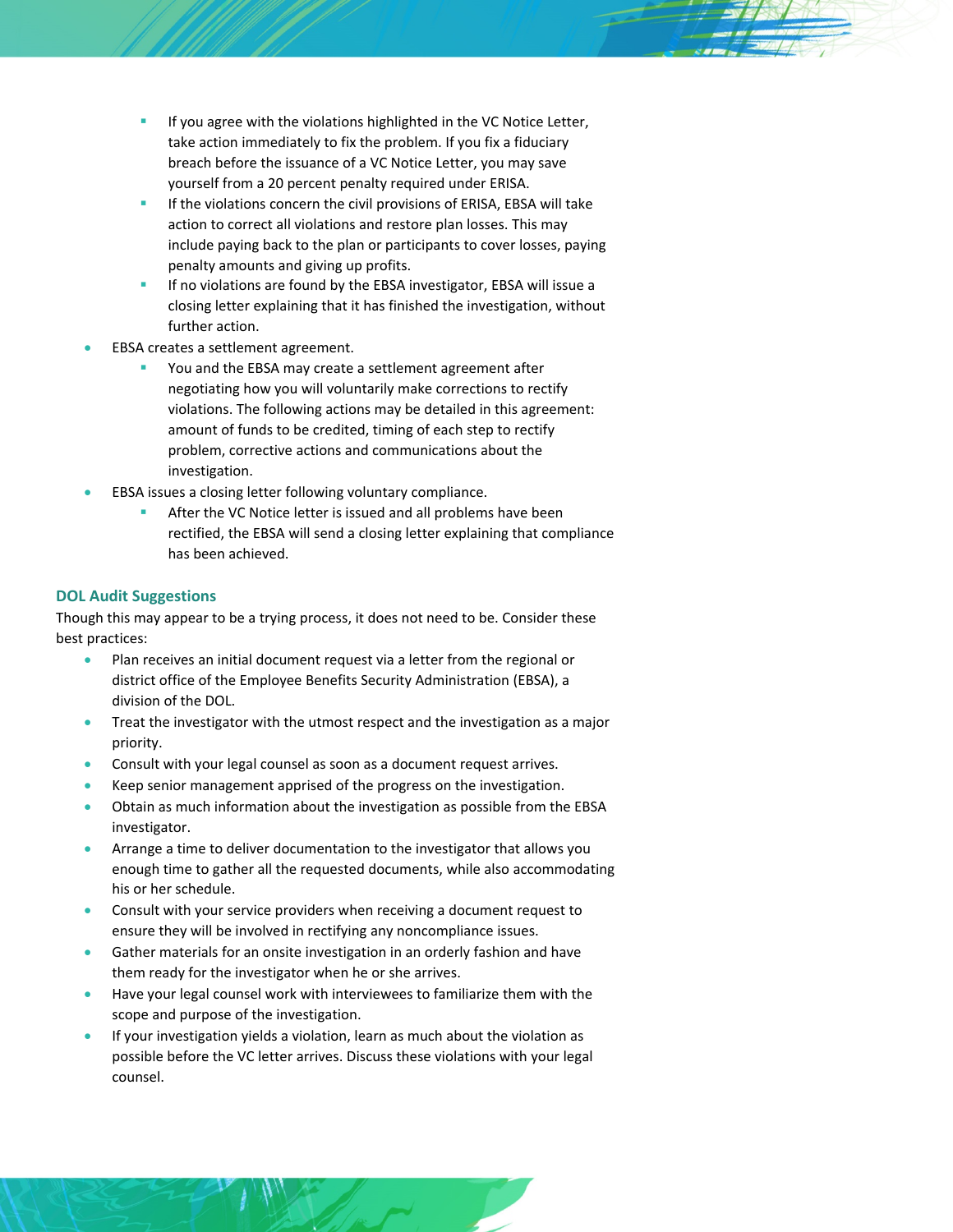- If you agree with the violations highlighted in the VC Notice Letter, take action immediately to fix the problem. If you fix a fiduciary breach before the issuance of a VC Notice Letter, you may save yourself from a 20 percent penalty required under ERISA.
    - If the violations concern the civil provisions of ERISA, EBSA will take action to correct all violations and restore plan losses. This may include paying back to the plan or participants to cover losses, paying penalty amounts and giving up profits.
    - If no violations are found by the EBSA investigator, EBSA will issue a closing letter explaining that it has finished the investigation, without further action.
- EBSA creates a settlement agreement.
    - You and the EBSA may create a settlement agreement after negotiating how you will voluntarily make corrections to rectify violations. The following actions may be detailed in this agreement: amount of funds to be credited, timing of each step to rectify problem, corrective actions and communications about the investigation.
- EBSA issues a closing letter following voluntary compliance.
    - After the VC Notice letter is issued and all problems have been rectified, the EBSA will send a closing letter explaining that compliance has been achieved.

### DOL Audit Suggestions

Though this may appear to be a trying process, it does not need to be. Consider these best practices:

- Plan receives an initial document request via a letter from the regional or district office of the Employee Benefits Security Administration (EBSA), a division of the DOL.
- Treat the investigator with the utmost respect and the investigation as a major priority.
- Consult with your legal counsel as soon as a document request arrives.
- Keep senior management apprised of the progress on the investigation.
- Obtain as much information about the investigation as possible from the EBSA investigator.
- Arrange a time to deliver documentation to the investigator that allows you enough time to gather all the requested documents, while also accommodating his or her schedule.
- Consult with your service providers when receiving a document request to ensure they will be involved in rectifying any noncompliance issues.
- Gather materials for an onsite investigation in an orderly fashion and have them ready for the investigator when he or she arrives.
- Have your legal counsel work with interviewees to familiarize them with the scope and purpose of the investigation.
- If your investigation yields a violation, learn as much about the violation as possible before the VC letter arrives. Discuss these violations with your legal counsel.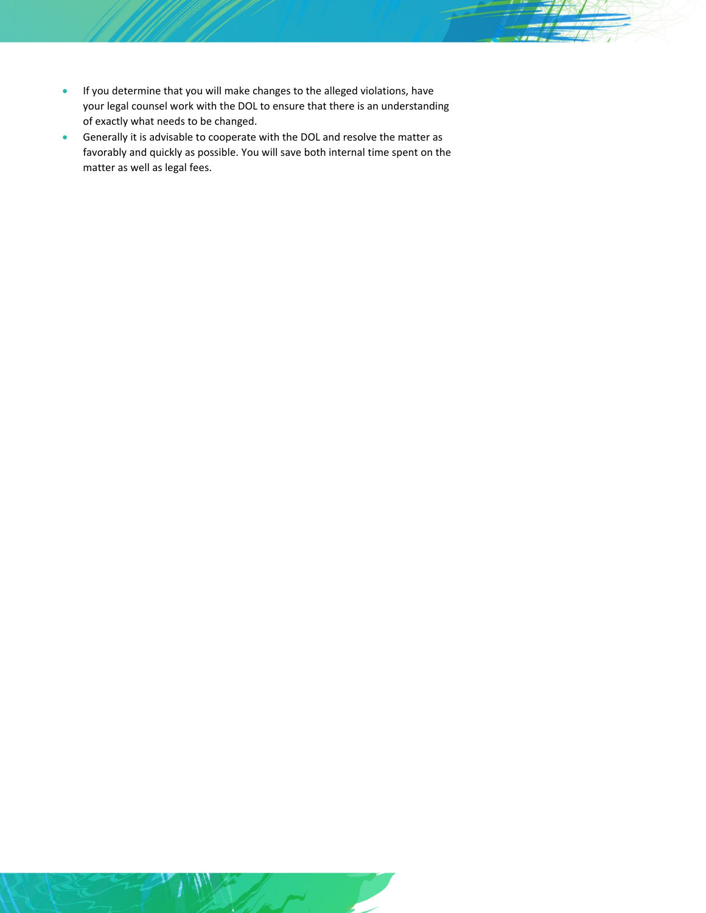- If you determine that you will make changes to the alleged violations, have your legal counsel work with the DOL to ensure that there is an understanding of exactly what needs to be changed.
- Generally it is advisable to cooperate with the DOL and resolve the matter as favorably and quickly as possible. You will save both internal time spent on the matter as well as legal fees.